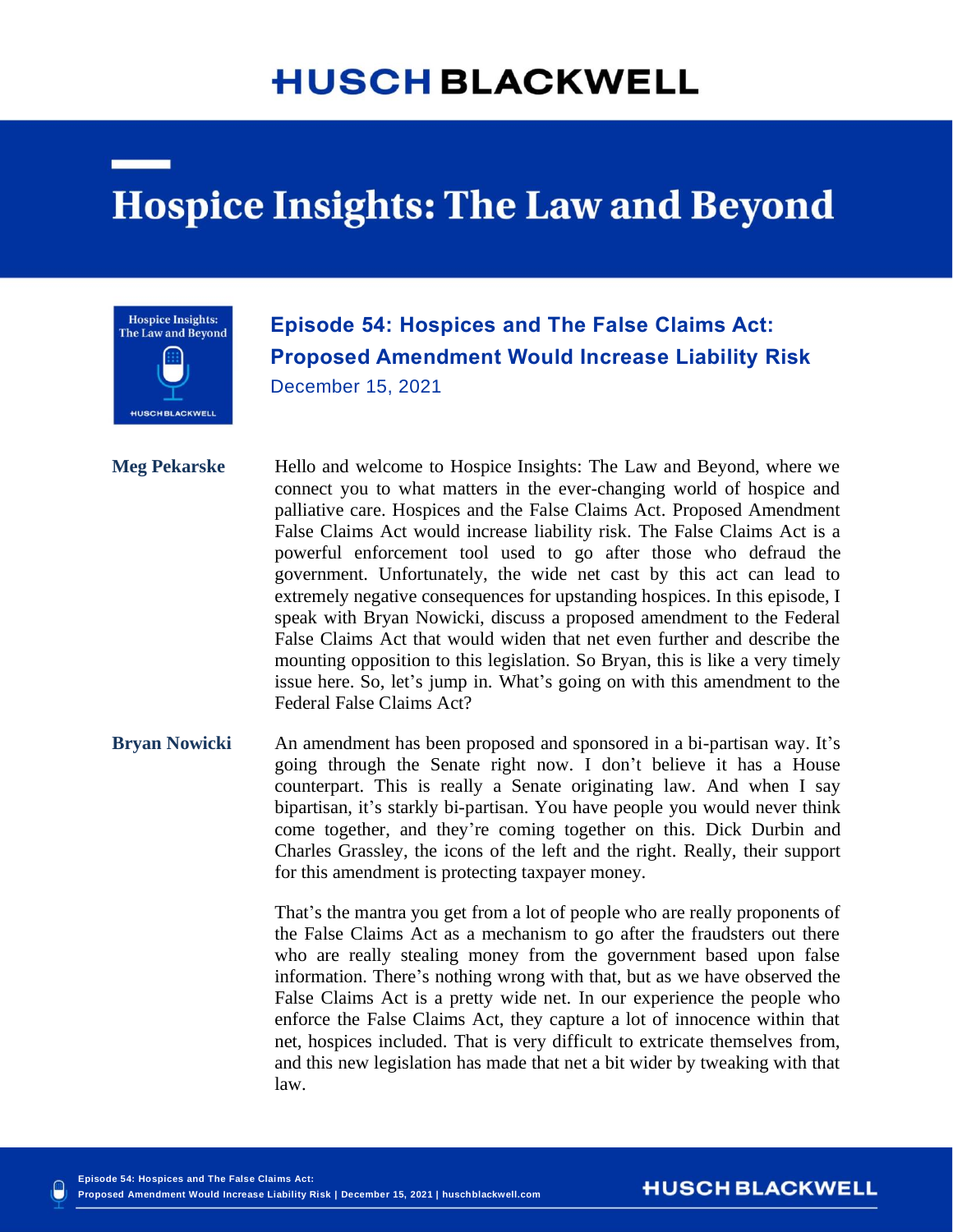# Hospice Insights: The Law and Beyond

## Episode 54: Hospices and The False Claims Act: Proposed Amendment Would Increase Liability Risk

December 15, 2021

**Meg Pekarske**

Hello and welcome to Hospice Insights: The Law and Beyond, where we connect you to what matters in the ever-changing world of hospice and palliative care. Hospices and the False Claims Act. Proposed Amendment False Claims Act would increase liability risk. The False Claims Act is a powerful enforcement tool used to go after those who defraud the government. Unfortunately, the wide net cast by this act can lead to extremely negative consequences for upstanding hospices. In this episode, I speak with Bryan Nowicki, discuss a proposed amendment to the Federal False Claims Act that would widen that net even further and describe the mounting opposition to this legislation. So Bryan, this is like a very timely issue here. So, let's jump in. What's going on with this amendment to the Federal False Claims Act?

**Bryan Nowicki**

An amendment has been proposed and sponsored in a bi-partisan way. It's going through the Senate right now. I don't believe it has a House counterpart. This is really a Senate originating law. And when I say bipartisan, it's starkly bi-partisan. You have people you would never think come together, and they're coming together on this. Dick Durbin and Charles Grassley, the icons of the left and the right. Really, their support for this amendment is protecting taxpayer money.

That's the mantra you get from a lot of people who are really proponents of the False Claims Act as a mechanism to go after the fraudsters out there who are really stealing money from the government based upon false information. There's nothing wrong with that, but as we have observed the False Claims Act is a pretty wide net. In our experience the people who enforce the False Claims Act, they capture a lot of innocence within that net, hospices included. That is very difficult to extricate themselves from, and this new legislation has made that net a bit wider by tweaking with that law.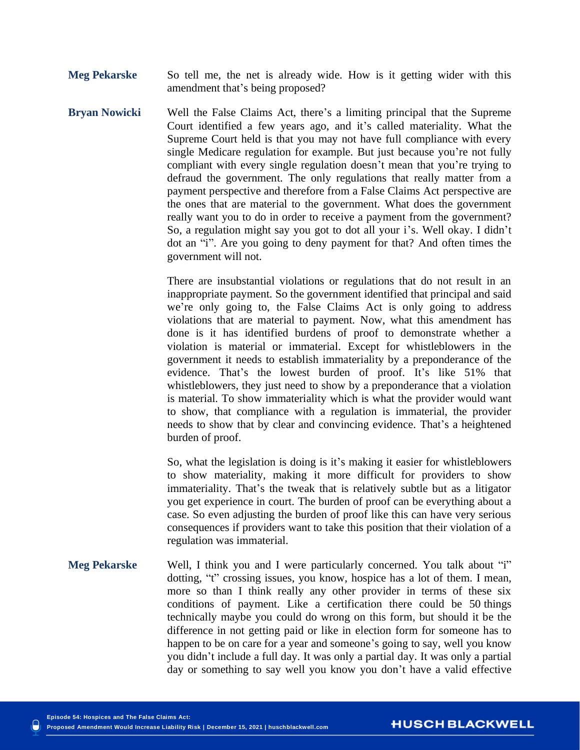**Meg Pekarske** So tell me, the net is already wide. How is it getting wider with this amendment that's being proposed?

**Bryan Nowicki** Well the False Claims Act, there's a limiting principal that the Supreme Court identified a few years ago, and it's called materiality. What the Supreme Court held is that you may not have full compliance with every single Medicare regulation for example. But just because you're not fully compliant with every single regulation doesn't mean that you're trying to defraud the government. The only regulations that really matter from a payment perspective and therefore from a False Claims Act perspective are the ones that are material to the government. What does the government really want you to do in order to receive a payment from the government? So, a regulation might say you got to dot all your i's. Well okay. I didn't dot an "i". Are you going to deny payment for that? And often times the government will not.

There are insubstantial violations or regulations that do not result in an inappropriate payment. So the government identified that principal and said we're only going to, the False Claims Act is only going to address violations that are material to payment. Now, what this amendment has done is it has identified burdens of proof to demonstrate whether a violation is material or immaterial. Except for whistleblowers in the government it needs to establish immateriality by a preponderance of the evidence. That's the lowest burden of proof. It's like 51% that whistleblowers, they just need to show by a preponderance that a violation is material. To show immateriality which is what the provider would want to show, that compliance with a regulation is immaterial, the provider needs to show that by clear and convincing evidence. That's a heightened burden of proof.

So, what the legislation is doing is it's making it easier for whistleblowers to show materiality, making it more difficult for providers to show immateriality. That's the tweak that is relatively subtle but as a litigator you get experience in court. The burden of proof can be everything about a case. So even adjusting the burden of proof like this can have very serious consequences if providers want to take this position that their violation of a regulation was immaterial.

**Meg Pekarske** Well, I think you and I were particularly concerned. You talk about "i" dotting, "t" crossing issues, you know, hospice has a lot of them. I mean, more so than I think really any other provider in terms of these six conditions of payment. Like a certification there could be 50 things technically maybe you could do wrong on this form, but should it be the difference in not getting paid or like in election form for someone has to happen to be on care for a year and someone's going to say, well you know you didn't include a full day. It was only a partial day. It was only a partial day or something to say well you know you don't have a valid effective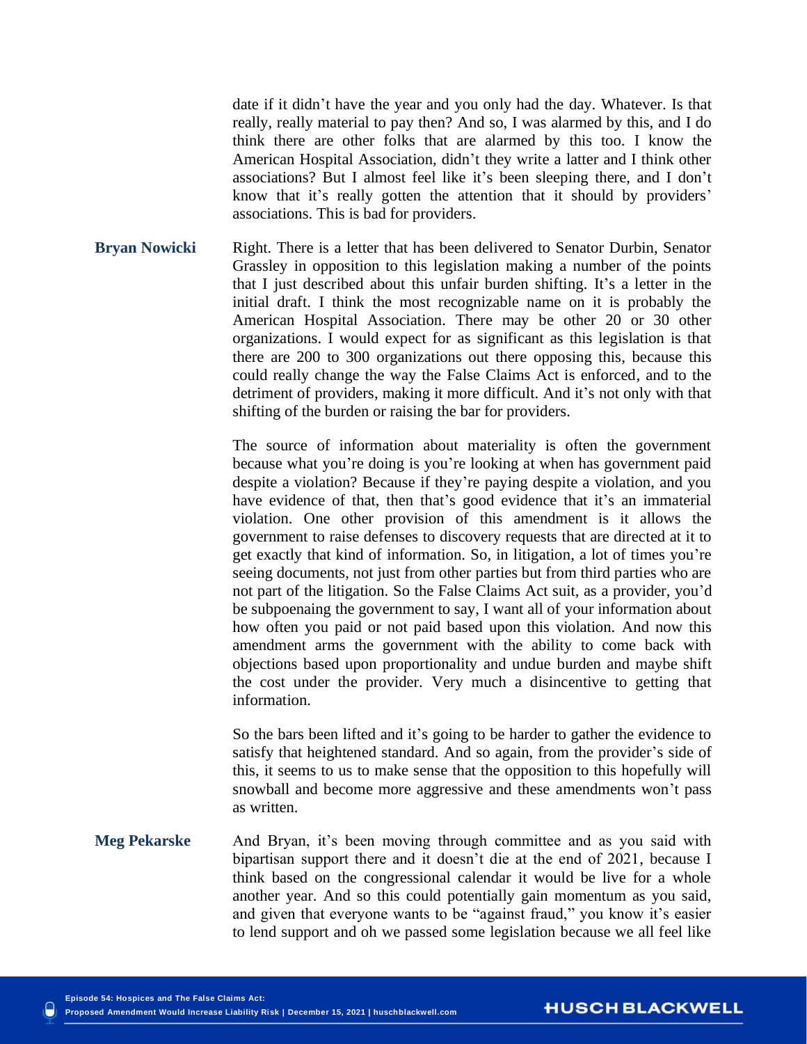date if it didn't have the year and you only had the day. Whatever. Is that really, really material to pay then? And so, I was alarmed by this, and I do think there are other folks that are alarmed by this too. I know the American Hospital Association, didn't they write a latter and I think other associations? But I almost feel like it's been sleeping there, and I don't know that it's really gotten the attention that it should by providers' associations. This is bad for providers.

**Bryan Nowicki** Right. There is a letter that has been delivered to Senator Durbin, Senator Grassley in opposition to this legislation making a number of the points that I just described about this unfair burden shifting. It's a letter in the initial draft. I think the most recognizable name on it is probably the American Hospital Association. There may be other 20 or 30 other organizations. I would expect for as significant as this legislation is that there are 200 to 300 organizations out there opposing this, because this could really change the way the False Claims Act is enforced, and to the detriment of providers, making it more difficult. And it's not only with that shifting of the burden or raising the bar for providers.

The source of information about materiality is often the government because what you're doing is you're looking at when has government paid despite a violation? Because if they're paying despite a violation, and you have evidence of that, then that's good evidence that it's an immaterial violation. One other provision of this amendment is it allows the government to raise defenses to discovery requests that are directed at it to get exactly that kind of information. So, in litigation, a lot of times you're seeing documents, not just from other parties but from third parties who are not part of the litigation. So the False Claims Act suit, as a provider, you'd be subpoenaing the government to say, I want all of your information about how often you paid or not paid based upon this violation. And now this amendment arms the government with the ability to come back with objections based upon proportionality and undue burden and maybe shift the cost under the provider. Very much a disincentive to getting that information.

So the bars been lifted and it's going to be harder to gather the evidence to satisfy that heightened standard. And so again, from the provider's side of this, it seems to us to make sense that the opposition to this hopefully will snowball and become more aggressive and these amendments won't pass as written.

**Meg Pekarske** And Bryan, it's been moving through committee and as you said with bipartisan support there and it doesn't die at the end of 2021, because I think based on the congressional calendar it would be live for a whole another year. And so this could potentially gain momentum as you said, and given that everyone wants to be "against fraud," you know it's easier to lend support and oh we passed some legislation because we all feel like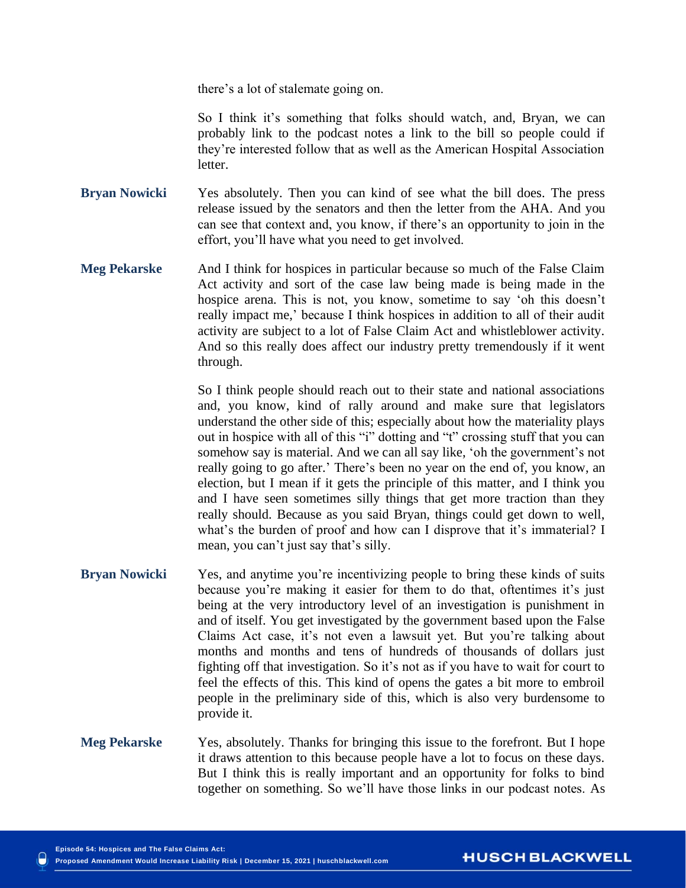there's a lot of stalemate going on.

So I think it's something that folks should watch, and, Bryan, we can probably link to the podcast notes a link to the bill so people could if they're interested follow that as well as the American Hospital Association letter.

**Bryan Nowicki** Yes absolutely. Then you can kind of see what the bill does. The press release issued by the senators and then the letter from the AHA. And you can see that context and, you know, if there's an opportunity to join in the effort, you'll have what you need to get involved.

**Meg Pekarske** And I think for hospices in particular because so much of the False Claim Act activity and sort of the case law being made is being made in the hospice arena. This is not, you know, sometime to say 'oh this doesn't really impact me,' because I think hospices in addition to all of their audit activity are subject to a lot of False Claim Act and whistleblower activity. And so this really does affect our industry pretty tremendously if it went through.

So I think people should reach out to their state and national associations and, you know, kind of rally around and make sure that legislators understand the other side of this; especially about how the materiality plays out in hospice with all of this "i" dotting and "t" crossing stuff that you can somehow say is material. And we can all say like, 'oh the government's not really going to go after.' There's been no year on the end of, you know, an election, but I mean if it gets the principle of this matter, and I think you and I have seen sometimes silly things that get more traction than they really should. Because as you said Bryan, things could get down to well, what's the burden of proof and how can I disprove that it's immaterial? I mean, you can't just say that's silly.

**Bryan Nowicki** Yes, and anytime you're incentivizing people to bring these kinds of suits because you're making it easier for them to do that, oftentimes it's just being at the very introductory level of an investigation is punishment in and of itself. You get investigated by the government based upon the False Claims Act case, it's not even a lawsuit yet. But you're talking about months and months and tens of hundreds of thousands of dollars just fighting off that investigation. So it's not as if you have to wait for court to feel the effects of this. This kind of opens the gates a bit more to embroil people in the preliminary side of this, which is also very burdensome to provide it.

**Meg Pekarske** Yes, absolutely. Thanks for bringing this issue to the forefront. But I hope it draws attention to this because people have a lot to focus on these days. But I think this is really important and an opportunity for folks to bind together on something. So we'll have those links in our podcast notes. As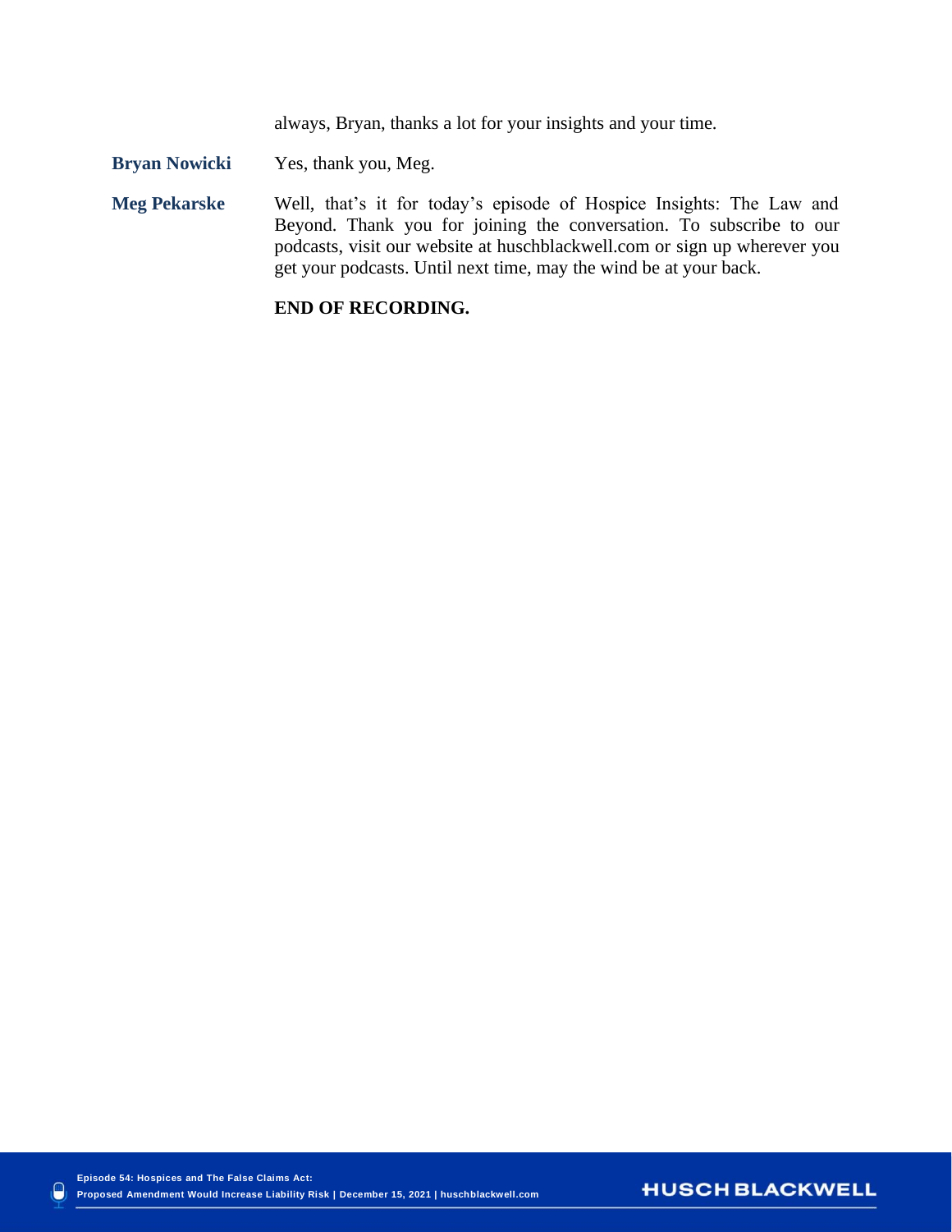always, Bryan, thanks a lot for your insights and your time.

**Bryan Nowicki** Yes, thank you, Meg.

**Meg Pekarske** Well, that's it for today's episode of Hospice Insights: The Law and Beyond. Thank you for joining the conversation. To subscribe to our podcasts, visit our website at huschblackwell.com or sign up wherever you get your podcasts. Until next time, may the wind be at your back.

**END OF RECORDING.**